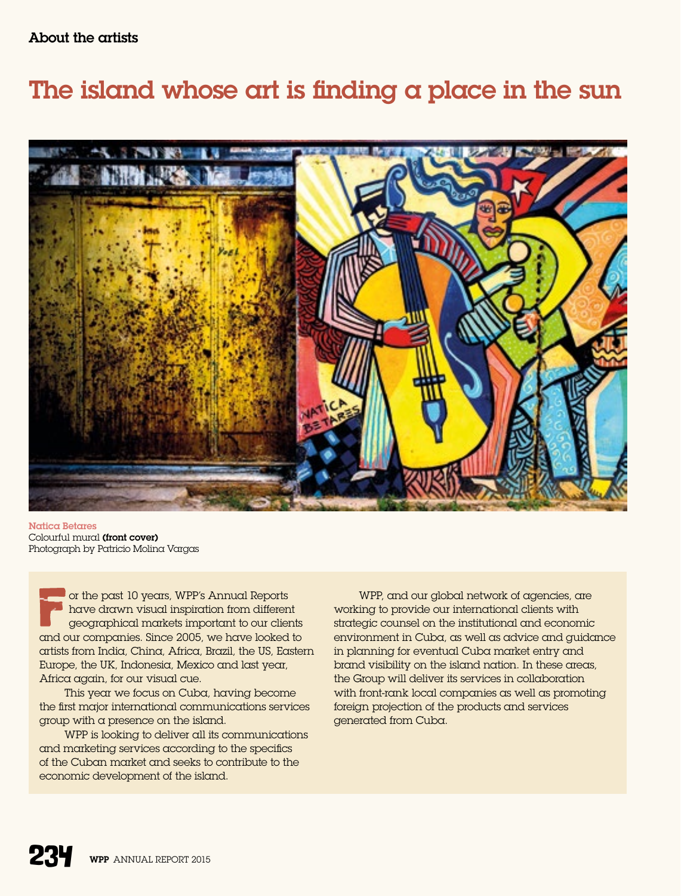## About the artists

# The island whose art is finding a place in the sun

Natica Betares
Colourful mural **(front cover)**
Photograph by Patricio Molina Vargas

For the past 10 years, WPP's Annual Reports have drawn visual inspiration from different geographical markets important to our clients and our companies. Since 2005, we have looked to artists from India, China, Africa, Brazil, the US, Eastern Europe, the UK, Indonesia, Mexico and last year, Africa again, for our visual cue.

This year we focus on Cuba, having become the first major international communications services group with a presence on the island.

WPP is looking to deliver all its communications and marketing services according to the specifics of the Cuban market and seeks to contribute to the economic development of the island.

WPP, and our global network of agencies, are working to provide our international clients with strategic counsel on the institutional and economic environment in Cuba, as well as advice and guidance in planning for eventual Cuba market entry and brand visibility on the island nation. In these areas, the Group will deliver its services in collaboration with front-rank local companies as well as promoting foreign projection of the products and services generated from Cuba.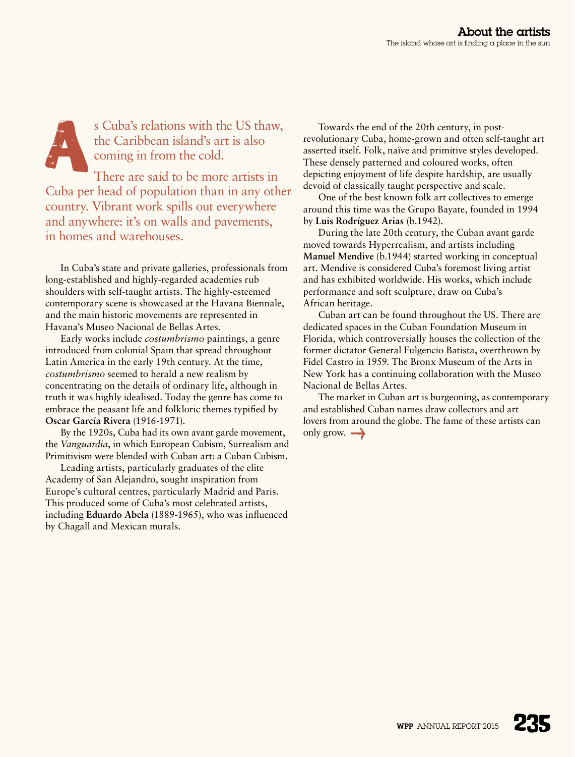## About the artists

The island whose art is finding a place in the sun

As Cuba's relations with the US thaw, the Caribbean island's art is also coming in from the cold.

There are said to be more artists in Cuba per head of population than in any other country. Vibrant work spills out everywhere and anywhere: it's on walls and pavements, in homes and warehouses.

In Cuba's state and private galleries, professionals from long-established and highly-regarded academies rub shoulders with self-taught artists. The highly-esteemed contemporary scene is showcased at the Havana Biennale, and the main historic movements are represented in Havana's Museo Nacional de Bellas Artes.

Early works include *costumbrismo* paintings, a genre introduced from colonial Spain that spread throughout Latin America in the early 19th century. At the time, *costumbrismo* seemed to herald a new realism by concentrating on the details of ordinary life, although in truth it was highly idealised. Today the genre has come to embrace the peasant life and folkloric themes typified by **Oscar García Rivera** (1916-1971).

By the 1920s, Cuba had its own avant garde movement, the *Vanguardia*, in which European Cubism, Surrealism and Primitivism were blended with Cuban art: a Cuban Cubism.

Leading artists, particularly graduates of the elite Academy of San Alejandro, sought inspiration from Europe's cultural centres, particularly Madrid and Paris. This produced some of Cuba's most celebrated artists, including **Eduardo Abela** (1889-1965), who was influenced by Chagall and Mexican murals.

Towards the end of the 20th century, in post-revolutionary Cuba, home-grown and often self-taught art asserted itself. Folk, naïve and primitive styles developed. These densely patterned and coloured works, often depicting enjoyment of life despite hardship, are usually devoid of classically taught perspective and scale.

One of the best known folk art collectives to emerge around this time was the Grupo Bayate, founded in 1994 by **Luis Rodríguez Arias** (b.1942).

During the late 20th century, the Cuban avant garde moved towards Hyperrealism, and artists including **Manuel Mendive** (b.1944) started working in conceptual art. Mendive is considered Cuba's foremost living artist and has exhibited worldwide. His works, which include performance and soft sculpture, draw on Cuba's African heritage.

Cuban art can be found throughout the US. There are dedicated spaces in the Cuban Foundation Museum in Florida, which controversially houses the collection of the former dictator General Fulgencio Batista, overthrown by Fidel Castro in 1959. The Bronx Museum of the Arts in New York has a continuing collaboration with the Museo Nacional de Bellas Artes.

The market in Cuban art is burgeoning, as contemporary and established Cuban names draw collectors and art lovers from around the globe. The fame of these artists can only grow. →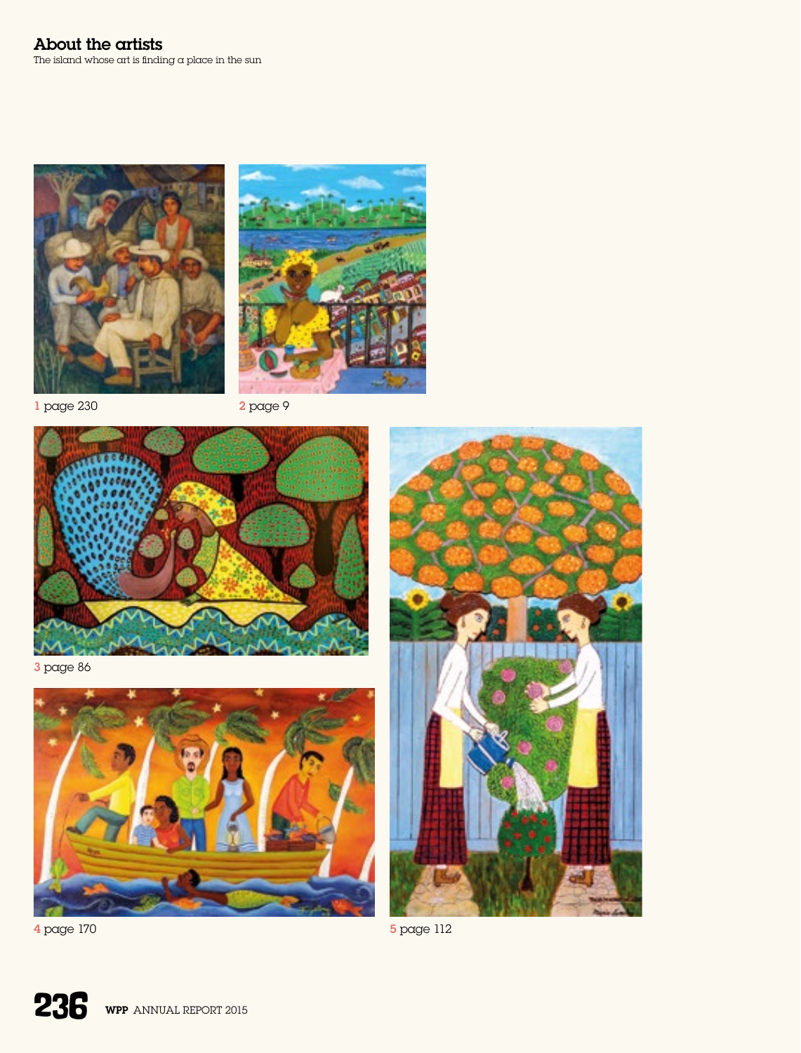## About the artists

The island whose art is finding a place in the sun

1 page 230

2 page 9

3 page 86

4 page 170

5 page 112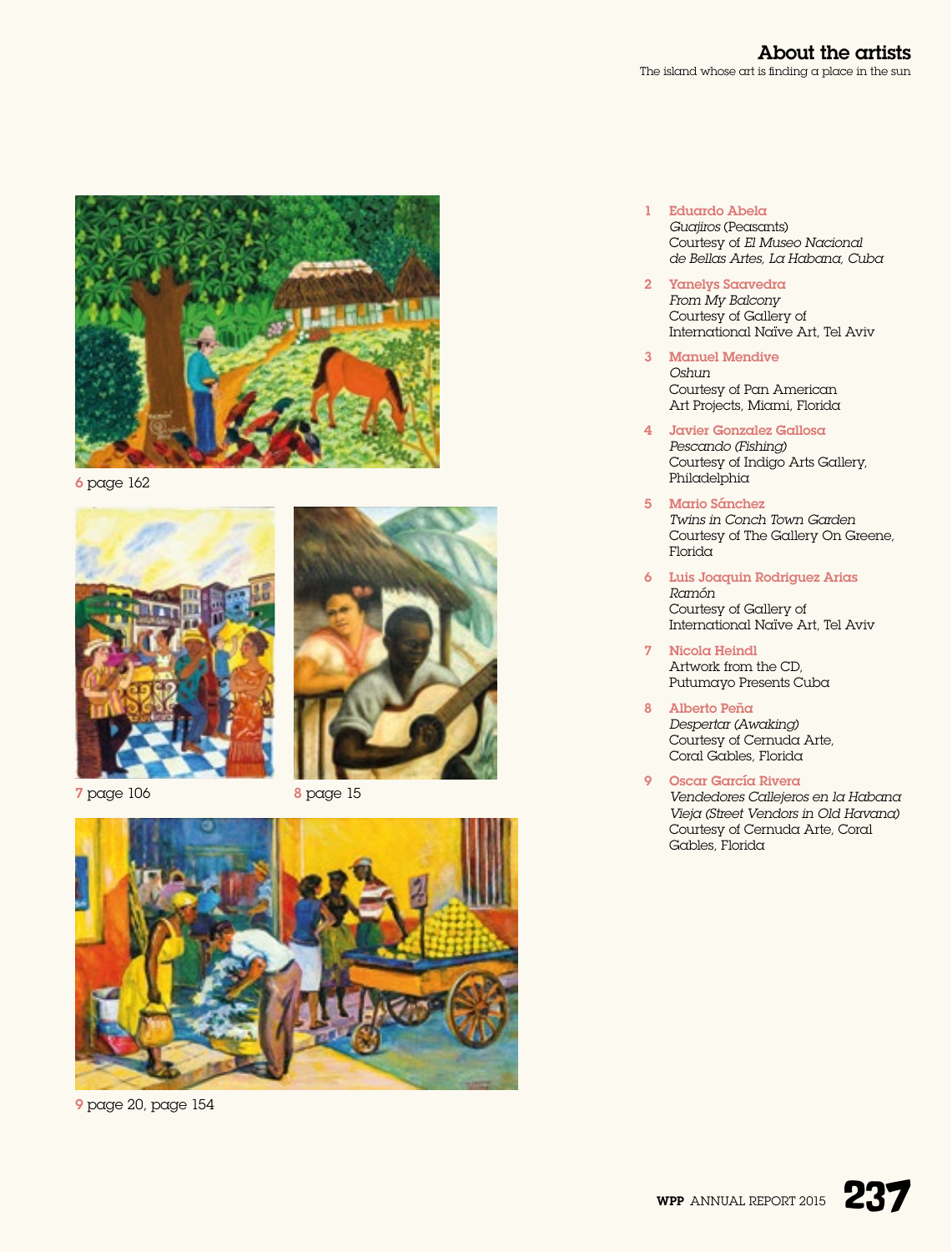## About the artists

The island whose art is finding a place in the sun

6 page 162

7 page 106

8 page 15

9 page 20, page 154

1 **Eduardo Abela**
*Guajiros* (Peasants)
Courtesy of *El Museo Nacional de Bellas Artes, La Habana, Cuba*

2 **Yanelys Saavedra**
*From My Balcony*
Courtesy of Gallery of International Naïve Art, Tel Aviv

3 **Manuel Mendive**
*Oshun*
Courtesy of Pan American Art Projects, Miami, Florida

4 **Javier Gonzalez Gallosa**
*Pescando (Fishing)*
Courtesy of Indigo Arts Gallery, Philadelphia

5 **Mario Sánchez**
*Twins in Conch Town Garden*
Courtesy of The Gallery On Greene, Florida

6 **Luis Joaquin Rodriguez Arias**
*Ramón*
Courtesy of Gallery of International Naïve Art, Tel Aviv

7 **Nicola Heindl**
Artwork from the CD, Putumayo Presents Cuba

8 **Alberto Peña**
*Despertar (Awaking)*
Courtesy of Cernuda Arte, Coral Gables, Florida

9 **Oscar García Rivera**
*Vendedores Callejeros en la Habana Vieja (Street Vendors in Old Havana)*
Courtesy of Cernuda Arte, Coral Gables, Florida